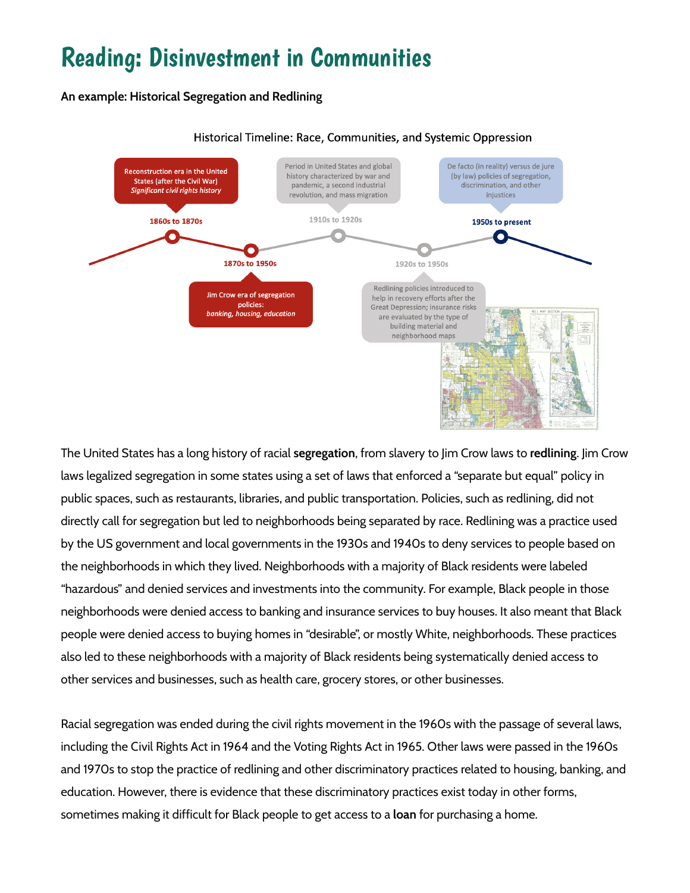# Reading: Disinvestment in Communities

**An example: Historical Segregation and Redlining**

Historical Timeline: Race, Communities, and Systemic Oppression

**1860s to 1870s** — Reconstruction era in the United States (after the Civil War) *Significant civil rights history*

**1870s to 1950s** — Jim Crow era of segregation policies: *banking, housing, education*

**1910s to 1920s** — Period in United States and global history characterized by war and pandemic, a second industrial revolution, and mass migration

**1920s to 1950s** — Redlining policies introduced to help in recovery efforts after the Great Depression; insurance risks are evaluated by the type of building material and neighborhood maps

**1950s to present** — De facto (in reality) versus de jure (by law) policies of segregation, discrimination, and other injustices

The United States has a long history of racial **segregation**, from slavery to Jim Crow laws to **redlining**. Jim Crow laws legalized segregation in some states using a set of laws that enforced a "separate but equal" policy in public spaces, such as restaurants, libraries, and public transportation. Policies, such as redlining, did not directly call for segregation but led to neighborhoods being separated by race. Redlining was a practice used by the US government and local governments in the 1930s and 1940s to deny services to people based on the neighborhoods in which they lived. Neighborhoods with a majority of Black residents were labeled "hazardous" and denied services and investments into the community. For example, Black people in those neighborhoods were denied access to banking and insurance services to buy houses. It also meant that Black people were denied access to buying homes in "desirable", or mostly White, neighborhoods. These practices also led to these neighborhoods with a majority of Black residents being systematically denied access to other services and businesses, such as health care, grocery stores, or other businesses.

Racial segregation was ended during the civil rights movement in the 1960s with the passage of several laws, including the Civil Rights Act in 1964 and the Voting Rights Act in 1965. Other laws were passed in the 1960s and 1970s to stop the practice of redlining and other discriminatory practices related to housing, banking, and education. However, there is evidence that these discriminatory practices exist today in other forms, sometimes making it difficult for Black people to get access to a **loan** for purchasing a home.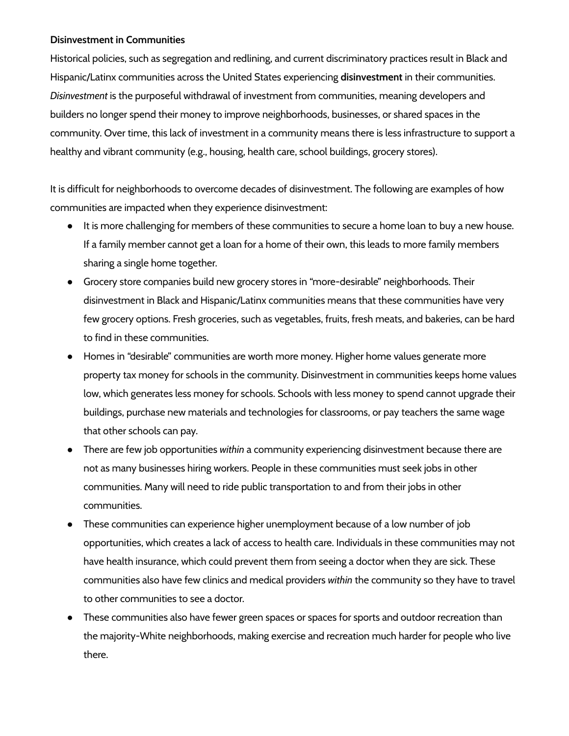**Disinvestment in Communities**

Historical policies, such as segregation and redlining, and current discriminatory practices result in Black and Hispanic/Latinx communities across the United States experiencing **disinvestment** in their communities. *Disinvestment* is the purposeful withdrawal of investment from communities, meaning developers and builders no longer spend their money to improve neighborhoods, businesses, or shared spaces in the community. Over time, this lack of investment in a community means there is less infrastructure to support a healthy and vibrant community (e.g., housing, health care, school buildings, grocery stores).

It is difficult for neighborhoods to overcome decades of disinvestment. The following are examples of how communities are impacted when they experience disinvestment:

- It is more challenging for members of these communities to secure a home loan to buy a new house. If a family member cannot get a loan for a home of their own, this leads to more family members sharing a single home together.
- Grocery store companies build new grocery stores in "more-desirable" neighborhoods. Their disinvestment in Black and Hispanic/Latinx communities means that these communities have very few grocery options. Fresh groceries, such as vegetables, fruits, fresh meats, and bakeries, can be hard to find in these communities.
- Homes in "desirable" communities are worth more money. Higher home values generate more property tax money for schools in the community. Disinvestment in communities keeps home values low, which generates less money for schools. Schools with less money to spend cannot upgrade their buildings, purchase new materials and technologies for classrooms, or pay teachers the same wage that other schools can pay.
- There are few job opportunities *within* a community experiencing disinvestment because there are not as many businesses hiring workers. People in these communities must seek jobs in other communities. Many will need to ride public transportation to and from their jobs in other communities.
- These communities can experience higher unemployment because of a low number of job opportunities, which creates a lack of access to health care. Individuals in these communities may not have health insurance, which could prevent them from seeing a doctor when they are sick. These communities also have few clinics and medical providers *within* the community so they have to travel to other communities to see a doctor.
- These communities also have fewer green spaces or spaces for sports and outdoor recreation than the majority-White neighborhoods, making exercise and recreation much harder for people who live there.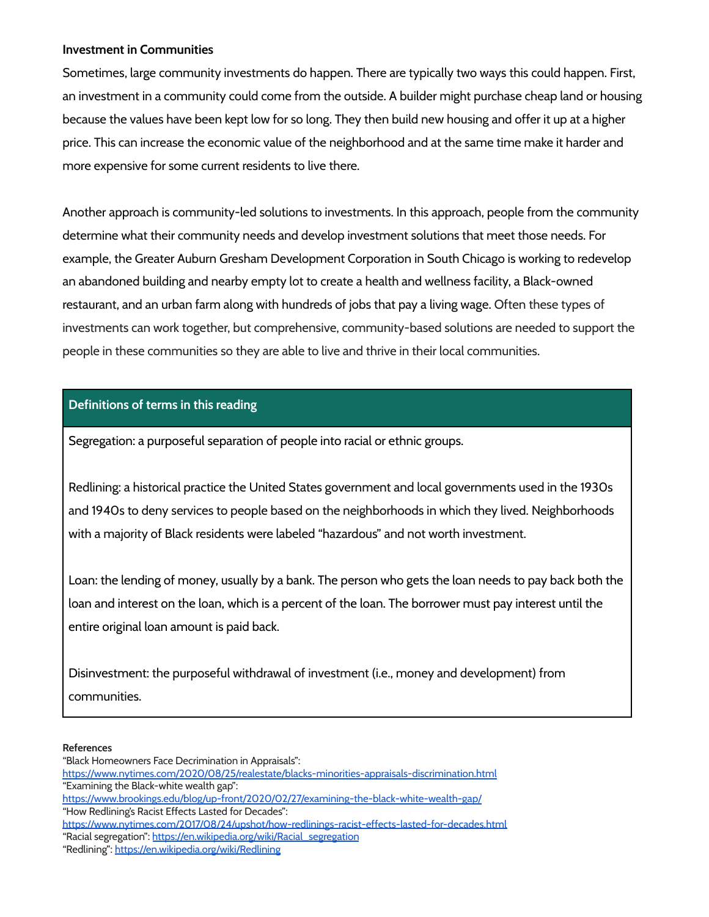**Investment in Communities**

Sometimes, large community investments do happen. There are typically two ways this could happen. First, an investment in a community could come from the outside. A builder might purchase cheap land or housing because the values have been kept low for so long. They then build new housing and offer it up at a higher price. This can increase the economic value of the neighborhood and at the same time make it harder and more expensive for some current residents to live there.

Another approach is community-led solutions to investments. In this approach, people from the community determine what their community needs and develop investment solutions that meet those needs. For example, the Greater Auburn Gresham Development Corporation in South Chicago is working to redevelop an abandoned building and nearby empty lot to create a health and wellness facility, a Black-owned restaurant, and an urban farm along with hundreds of jobs that pay a living wage. Often these types of investments can work together, but comprehensive, community-based solutions are needed to support the people in these communities so they are able to live and thrive in their local communities.

| Definitions of terms in this reading |
| --- |
| Segregation: a purposeful separation of people into racial or ethnic groups. |
| Redlining: a historical practice the United States government and local governments used in the 1930s and 1940s to deny services to people based on the neighborhoods in which they lived. Neighborhoods with a majority of Black residents were labeled "hazardous" and not worth investment. |
| Loan: the lending of money, usually by a bank. The person who gets the loan needs to pay back both the loan and interest on the loan, which is a percent of the loan. The borrower must pay interest until the entire original loan amount is paid back. |
| Disinvestment: the purposeful withdrawal of investment (i.e., money and development) from communities. |

**References**

"Black Homeowners Face Decrimination in Appraisals":
https://www.nytimes.com/2020/08/25/realestate/blacks-minorities-appraisals-discrimination.html
"Examining the Black-white wealth gap":
https://www.brookings.edu/blog/up-front/2020/02/27/examining-the-black-white-wealth-gap/
"How Redlining's Racist Effects Lasted for Decades":
https://www.nytimes.com/2017/08/24/upshot/how-redlinings-racist-effects-lasted-for-decades.html
"Racial segregation": https://en.wikipedia.org/wiki/Racial_segregation
"Redlining": https://en.wikipedia.org/wiki/Redlining